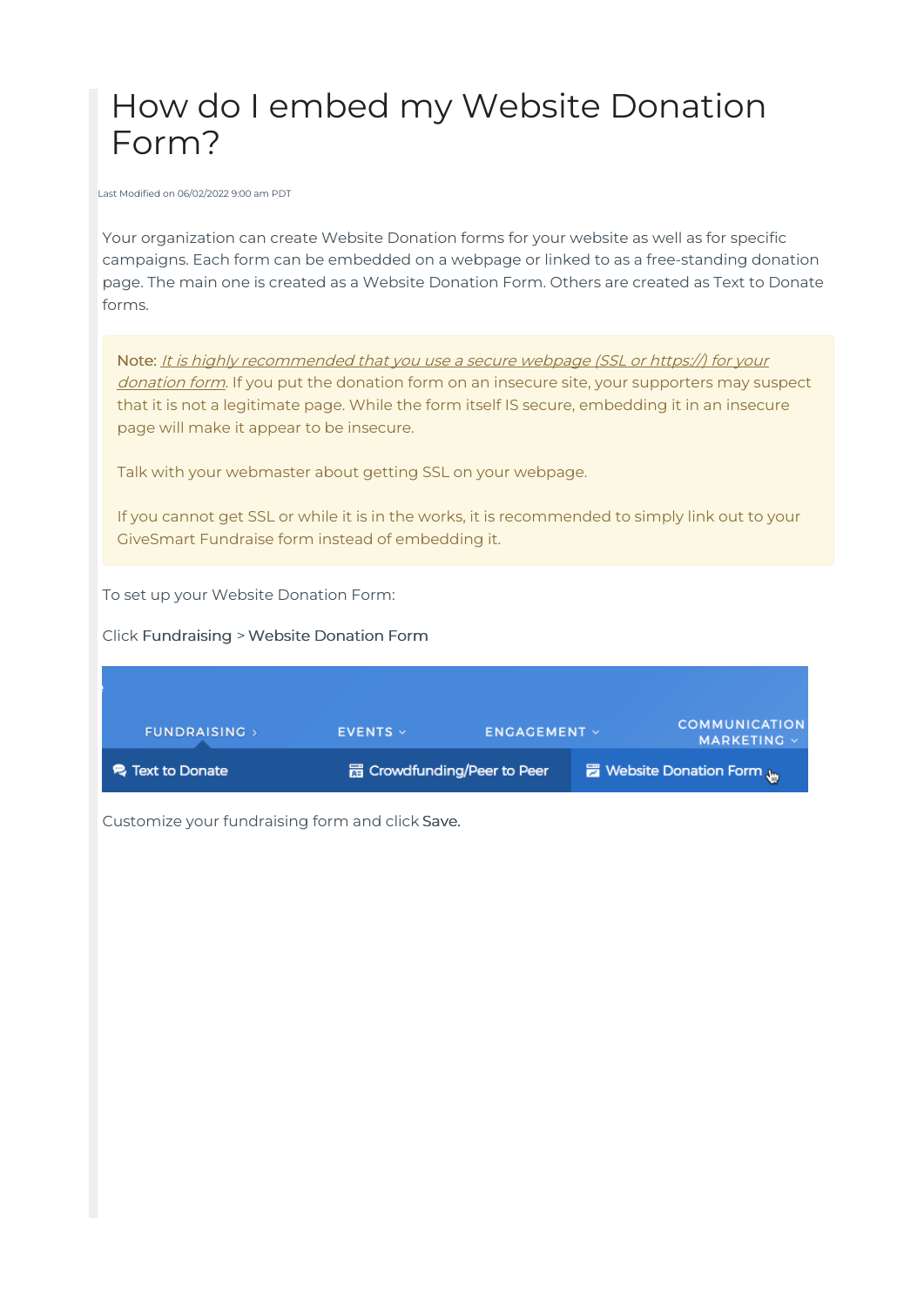# How do I embed my Website Donation Form?

Last Modified on 06/02/2022 9:00 am PDT

Your organization can create Website Donation forms for your website as well as for specific campaigns. Each form can be embedded on a webpage or linked to as a free-standing donation page. The main one is created as a Website Donation Form. Others are created as Text to Donate forms.

> Note: *It is highly recommended that you use a secure webpage (SSL or https://) for your donation form*. If you put the donation form on an insecure site, your supporters may suspect that it is not a legitimate page. While the form itself IS secure, embedding it in an insecure page will make it appear to be insecure.
>
> Talk with your webmaster about getting SSL on your webpage.
>
> If you cannot get SSL or while it is in the works, it is recommended to simply link out to your GiveSmart Fundraise form instead of embedding it.

To set up your Website Donation Form:

Click Fundraising > Website Donation Form

Customize your fundraising form and click Save.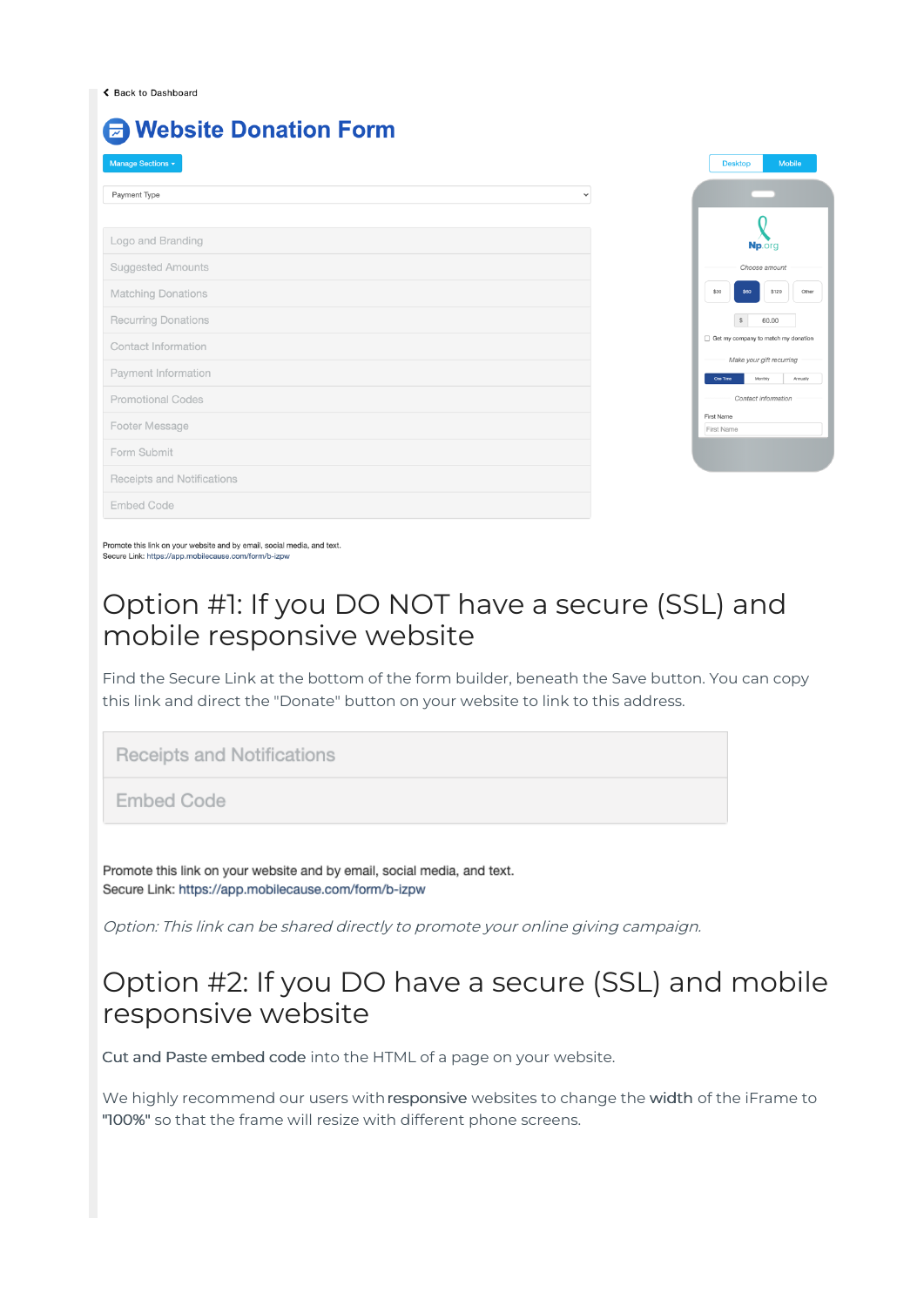‹ Back to Dashboard

# Website Donation Form

Manage Sections ▾

Payment Type

- Logo and Branding
- Suggested Amounts
- Matching Donations
- Recurring Donations
- Contact Information
- Payment Information
- Promotional Codes
- Footer Message
- Form Submit
- Receipts and Notifications
- Embed Code

Promote this link on your website and by email, social media, and text.
Secure Link: https://app.mobilecause.com/form/b-izpw

Desktop | Mobile

Np.org

Choose amount

$30 | $60 | $120 | Other

$ 60.00

Get my company to match my donation

Make your gift recurring

One Time | Monthly | Annually

Contact information

First Name

First Name

# Option #1: If you DO NOT have a secure (SSL) and mobile responsive website

Find the Secure Link at the bottom of the form builder, beneath the Save button. You can copy this link and direct the "Donate" button on your website to link to this address.

- Receipts and Notifications
- Embed Code

Promote this link on your website and by email, social media, and text.
Secure Link: https://app.mobilecause.com/form/b-izpw

*Option: This link can be shared directly to promote your online giving campaign.*

# Option #2: If you DO have a secure (SSL) and mobile responsive website

**Cut and Paste embed code** into the HTML of a page on your website.

We highly recommend our users with **responsive** websites to change the **width** of the iFrame to **"100%"** so that the frame will resize with different phone screens.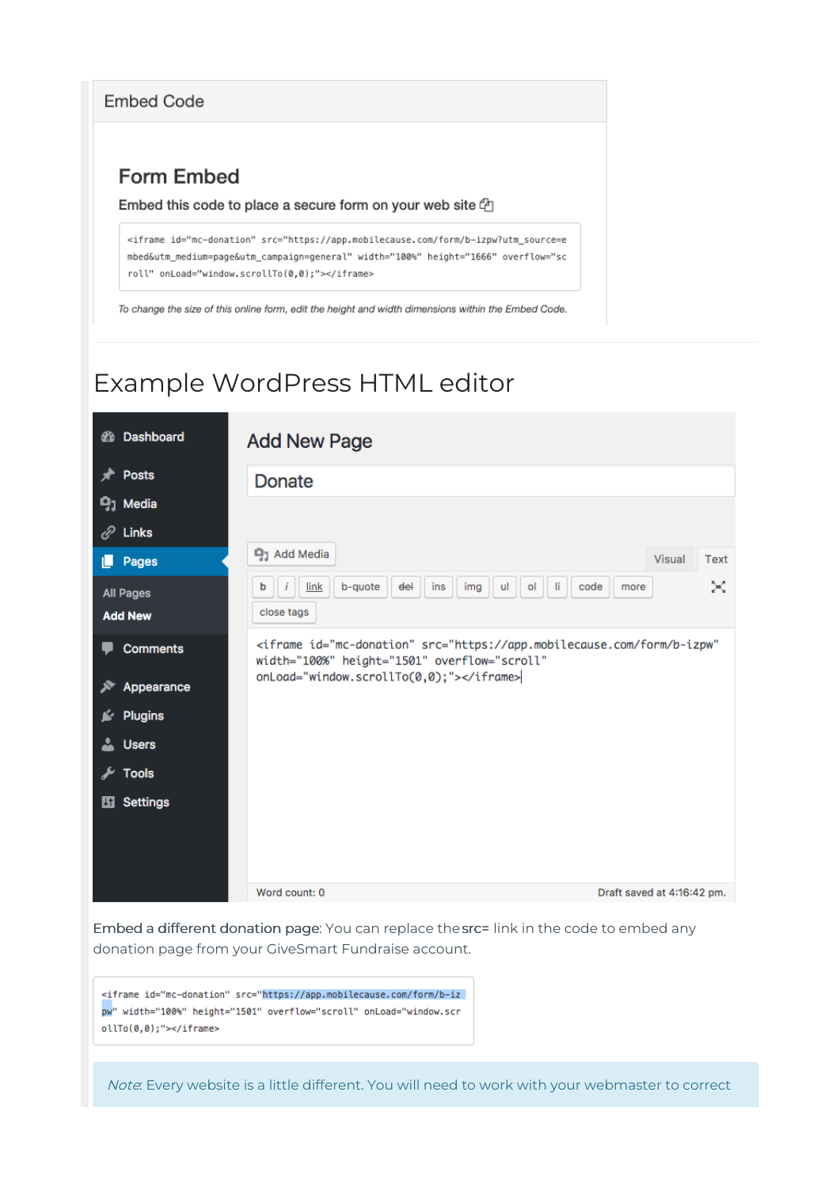Embed Code

## Form Embed

Embed this code to place a secure form on your web site

```
<iframe id="mc-donation" src="https://app.mobilecause.com/form/b-izpw?utm_source=embed&utm_medium=page&utm_campaign=general" width="100%" height="1666" overflow="scroll" onLoad="window.scrollTo(0,0);"></iframe>
```

*To change the size of this online form, edit the height and width dimensions within the Embed Code.*

# Example WordPress HTML editor

Dashboard
Posts
Media
Links
Pages
All Pages
Add New
Comments
Appearance
Plugins
Users
Tools
Settings

Add New Page

Donate

Add Media

Visual Text

b i link b-quote del ins img ul ol li code more

close tags

```
<iframe id="mc-donation" src="https://app.mobilecause.com/form/b-izpw"
width="100%" height="1501" overflow="scroll"
onLoad="window.scrollTo(0,0);"></iframe>
```

Word count: 0 Draft saved at 4:16:42 pm.

Embed a different donation page: You can replace the **src=** link in the code to embed any donation page from your GiveSmart Fundraise account.

```
<iframe id="mc-donation" src="https://app.mobilecause.com/form/b-izpw" width="100%" height="1501" overflow="scroll" onLoad="window.scrollTo(0,0);"></iframe>
```

*Note*: Every website is a little different. You will need to work with your webmaster to correct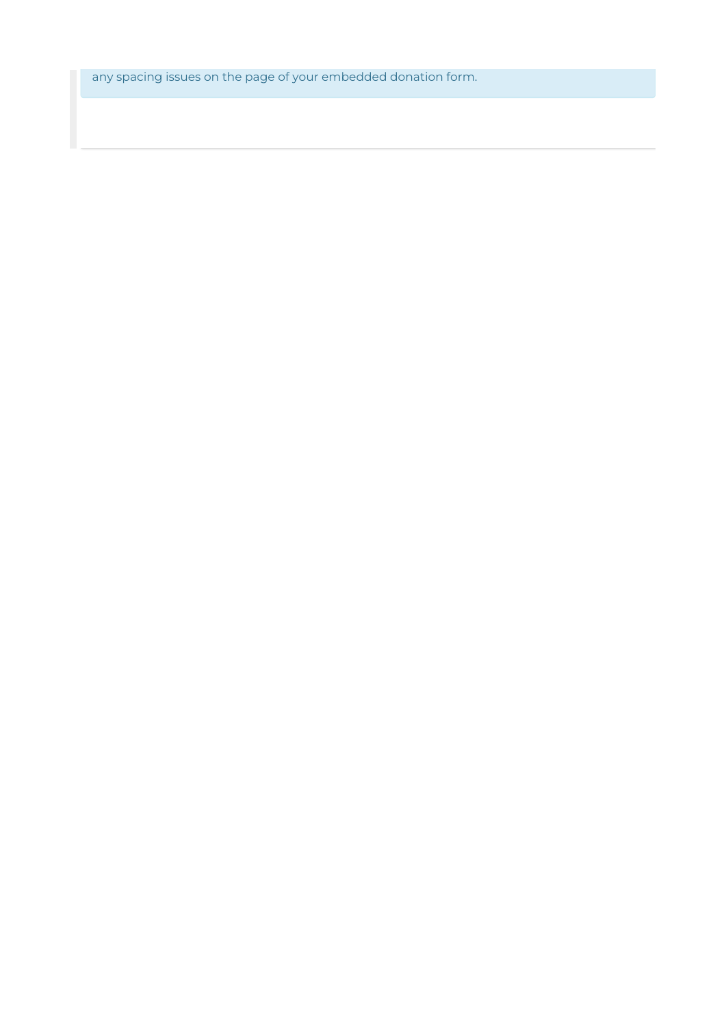any spacing issues on the page of your embedded donation form.